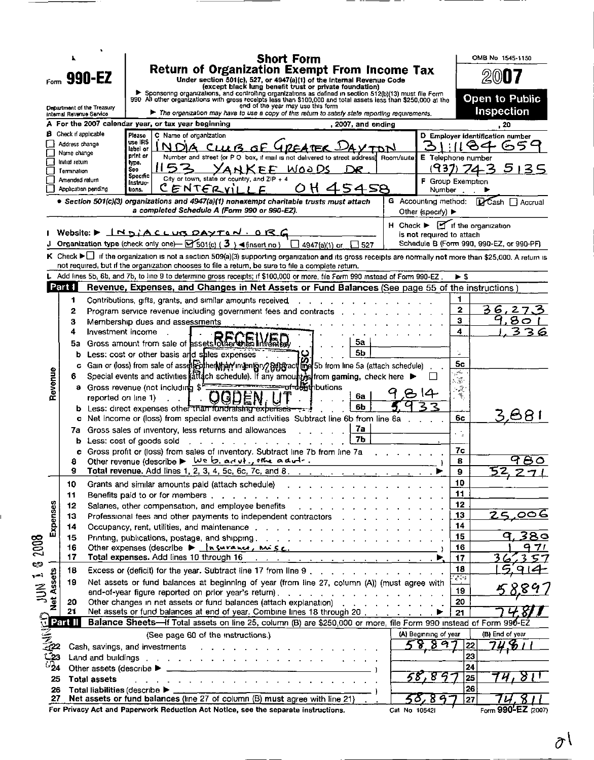Form **990-EZ**

Department of the Treasury
Internal Revenue Service

# Short Form
## Return of Organization Exempt From Income Tax

**Under section 501(c), 527, or 4947(a)(1) of the Internal Revenue Code (except black lung benefit trust or private foundation)**

▶ Sponsoring organizations, and controlling organizations as defined in section 512(b)(13) must file Form 990. All other organizations with gross receipts less than $100,000 and total assets less than $250,000 at the end of the year may use this form.

▶ The organization may have to use a copy of this return to satisfy state reporting requirements.

OMB No 1545-1150

**2007**

**Open to Public Inspection**

**A** For the 2007 calendar year, or tax year beginning , 2007, and ending , 20

**B** Check if applicable:
- ☐ Address change
- ☐ Name change
- ☐ Initial return
- ☐ Termination
- ☐ Amended return
- ☐ Application pending

**C** Name of organization: INDIA CLUB OF GREATER DAYTON

Number and street (or P O box, if mail is not delivered to street address): 1153 YANKEE WOODS DR.  Room/suite

City or town, state or country, and ZIP + 4: CENTERVILLE OH 45458

**D** Employer identification number: 31-1184659

**E** Telephone number: (937) 743 5135

**F** Group Exemption Number ▶

• Section 501(c)(3) organizations and 4947(a)(1) nonexempt charitable trusts must attach a completed Schedule A (Form 990 or 990-EZ).

**G** Accounting method: ☑ Cash ☐ Accrual  Other (specify) ▶

**H** Check ▶ ☑ if the organization is not required to attach Schedule B (Form 990, 990-EZ, or 990-PF)

**I** Website: ▶ INDIACLUBDAYTON.ORG

**J** Organization type (check only one)— ☑ 501(c) ( 3 ) ◀(insert no) ☐ 4947(a)(1) or ☐ 527

**K** Check ▶ ☐ if the organization is not a section 509(a)(3) supporting organization and its gross receipts are normally not more than $25,000. A return is not required, but if the organization chooses to file a return, be sure to file a complete return.

**L** Add lines 5b, 6b, and 7b, to line 9 to determine gross receipts; if $100,000 or more, file Form 990 instead of Form 990-EZ . ▶ $

## Part I — Revenue, Expenses, and Changes in Net Assets or Fund Balances (See page 55 of the instructions.)

| | Line | Description | | | Line | Amount |
|---|---|---|---|---|---|---|
| Revenue | 1 | Contributions, gifts, grants, and similar amounts received | | | 1 | |
| | 2 | Program service revenue including government fees and contracts | | | 2 | 36,273 |
| | 3 | Membership dues and assessments | | | 3 | 9,801 |
| | 4 | Investment income | | | 4 | 1,336 |
| | 5a | Gross amount from sale of assets other than inventory | 5a | | | |
| | b | Less: cost or other basis and sales expenses | 5b | | | |
| | c | Gain or (loss) from sale of assets other than inventory (Subtract line 5b from line 5a) (attach schedule) | | | 5c | |
| | 6 | Special events and activities (attach schedule). If any amount is from gaming, check here ▶ ☐ | | | | |
| | a | Gross revenue (not including $ ______ of contributions reported on line 1) | 6a | 9,814 | | |
| | b | Less: direct expenses other than fundraising expenses | 6b | 5,933 | | |
| | c | Net income or (loss) from special events and activities Subtract line 6b from line 6a | | | 6c | 3,881 |
| | 7a | Gross sales of inventory, less returns and allowances | 7a | | | |
| | b | Less: cost of goods sold | 7b | | | |
| | c | Gross profit or (loss) from sales of inventory. Subtract line 7b from line 7a | | | 7c | |
| | 8 | Other revenue (describe ▶ Web. advt., other advt. ) | | | 8 | 980 |
| | 9 | **Total revenue.** Add lines 1, 2, 3, 4, 5c, 6c, 7c, and 8 ▶ | | | 9 | 52,271 |
| Expenses | 10 | Grants and similar amounts paid (attach schedule) | | | 10 | |
| | 11 | Benefits paid to or for members | | | 11 | |
| | 12 | Salaries, other compensation, and employee benefits | | | 12 | |
| | 13 | Professional fees and other payments to independent contractors | | | 13 | 25,006 |
| | 14 | Occupancy, rent, utilities, and maintenance | | | 14 | |
| | 15 | Printing, publications, postage, and shipping | | | 15 | 9,380 |
| | 16 | Other expenses (describe ▶ Insurance, misc. ) | | | 16 | 1,971 |
| | 17 | **Total expenses.** Add lines 10 through 16 ▶ | | | 17 | 36,357 |
| Net Assets | 18 | Excess or (deficit) for the year. Subtract line 17 from line 9 | | | 18 | 15,914 |
| | 19 | Net assets or fund balances at beginning of year (from line 27, column (A)) (must agree with end-of-year figure reported on prior year's return) | | | 19 | 58,897 |
| | 20 | Other changes in net assets or fund balances (attach explanation) | | | 20 | |
| | 21 | Net assets or fund balances at end of year. Combine lines 18 through 20 ▶ | | | 21 | 74,811 |

## Part II — Balance Sheets—If Total assets on line 25, column (B) are $250,000 or more, file Form 990 instead of Form 990-EZ

(See page 60 of the instructions.)

| Line | Description | (A) Beginning of year | Line | (B) End of year |
|---|---|---|---|---|
| 22 | Cash, savings, and investments | 58,897 | 22 | 74,811 |
| 23 | Land and buildings | | 23 | |
| 24 | Other assets (describe ▶ ) | | 24 | |
| 25 | **Total assets** | 58,897 | 25 | 74,811 |
| 26 | **Total liabilities** (describe ▶ ) | | 26 | |
| 27 | **Net assets or fund balances** (line 27 of column (B) must agree with line 21) | 58,897 | 27 | 74,811 |

For Privacy Act and Paperwork Reduction Act Notice, see the separate instructions.  Cat No 10642I  Form **990-EZ** (2007)

RECEIVED MAY 2008 OGDEN, UT

SCANNED JUN 16 2008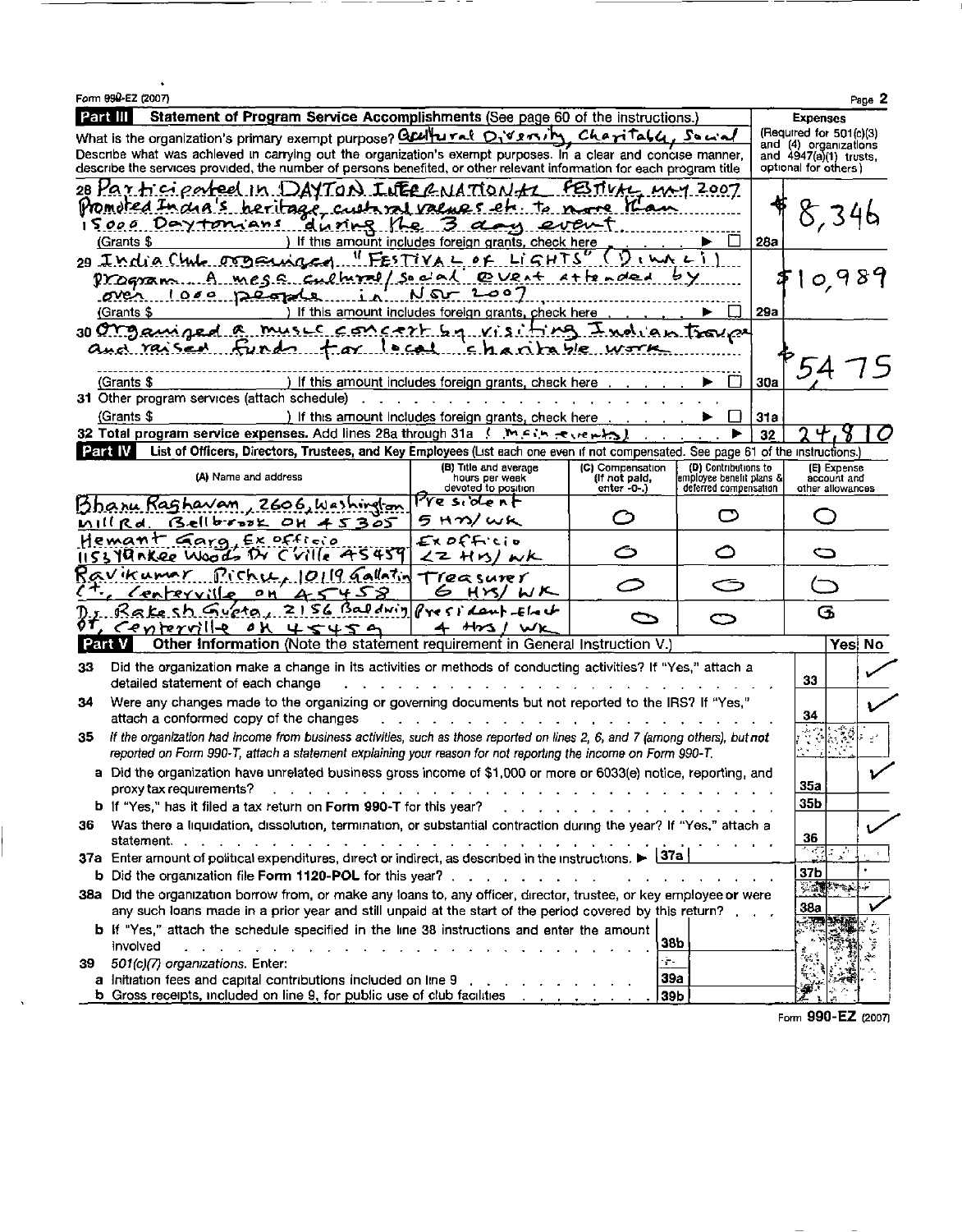Form 990-EZ (2007) Page 2

## Part III Statement of Program Service Accomplishments (See page 60 of the instructions.)

What is the organization's primary exempt purpose? Cultural Diversity, Charitable, Social

Describe what was achieved in carrying out the organization's exempt purposes. In a clear and concise manner, describe the services provided, the number of persons benefited, or other relevant information for each program title

**Expenses** (Required for 501(c)(3) and (4) organizations and 4947(a)(1) trusts, optional for others)

28 Participated in DAYTON INTERNATIONAL FESTIVAL MAY 2007 Promoted India's heritage, cultural values etc to more than 15000 Daytonians during the 3 day event

(Grants $ ) If this amount includes foreign grants, check here ▶ ☐ | 28a | $ 8,346

29 India Club organized "FESTIVAL OF LIGHTS" (Diwali) program. A mega cultural/social event attended by over 1000 people in Nov 2007

(Grants $ ) If this amount includes foreign grants, check here ▶ ☐ | 29a | $10,989

30 Organized a music concert by visiting Indian troupe and raised funds for local charitable work

(Grants $ ) If this amount includes foreign grants, check here ▶ ☐ | 30a | $5475

31 Other program services (attach schedule)

(Grants $ ) If this amount includes foreign grants, check here ▶ ☐ | 31a |

32 **Total program service expenses.** Add lines 28a through 31a ( Main events ) ▶ | 32 | 24,810

## Part IV List of Officers, Directors, Trustees, and Key Employees (List each one even if not compensated. See page 61 of the instructions.)

| (A) Name and address | (B) Title and average hours per week devoted to position | (C) Compensation (If not paid, enter -0-.) | (D) Contributions to employee benefit plans & deferred compensation | (E) Expense account and other allowances |
|---|---|---|---|---|
| Bhanu Raghavan, 2606, Washington Mill Rd. Bellbrook OH 45305 | President 5 Hrs/wk | 0 | 0 | 0 |
| Hemant Garg, Ex officio 1153 Yankee Woods Dr C'ville 45459 | Ex officio <2 Hrs/wk | 0 | 0 | 0 |
| Ravikumar Pichu, 10119 Gallatin Ct, Centerville OH 45458 | Treasurer 6 Hrs/wk | 0 | 0 | 0 |
| Dr. Rakesh Gupta, 2156 Baldwin Dr, Centerville OH 45459 | President-Elect 4 Hrs/wk | 0 | 0 | 0 |

## Part V Other Information (Note the statement requirement in General Instruction V.)

| | | | Yes | No |
|---|---|---|---|---|
| 33 | Did the organization make a change in its activities or methods of conducting activities? If "Yes," attach a detailed statement of each change | 33 | | ✓ |
| 34 | Were any changes made to the organizing or governing documents but not reported to the IRS? If "Yes," attach a conformed copy of the changes | 34 | | ✓ |
| 35 | *If the organization had income from business activities, such as those reported on lines 2, 6, and 7 (among others), but not reported on Form 990-T, attach a statement explaining your reason for not reporting the income on Form 990-T.* | | | |
| a | Did the organization have unrelated business gross income of $1,000 or more or 6033(e) notice, reporting, and proxy tax requirements? | 35a | | ✓ |
| b | If "Yes," has it filed a tax return on **Form 990-T** for this year? | 35b | | |
| 36 | Was there a liquidation, dissolution, termination, or substantial contraction during the year? If "Yes," attach a statement. | 36 | | ✓ |
| 37a | Enter amount of political expenditures, direct or indirect, as described in the instructions. ▶ 37a | | | |
| b | Did the organization file Form 1120-POL for this year? | 37b | | |
| 38a | Did the organization borrow from, or make any loans to, any officer, director, trustee, or key employee or were any such loans made in a prior year and still unpaid at the start of the period covered by this return? | 38a | | ✓ |
| b | If "Yes," attach the schedule specified in the line 38 instructions and enter the amount involved 38b | | | |
| 39 | *501(c)(7) organizations.* Enter: | | | |
| a | Initiation fees and capital contributions included on line 9 39a | | | |
| b | Gross receipts, included on line 9, for public use of club facilities 39b | | | |

Form **990-EZ** (2007)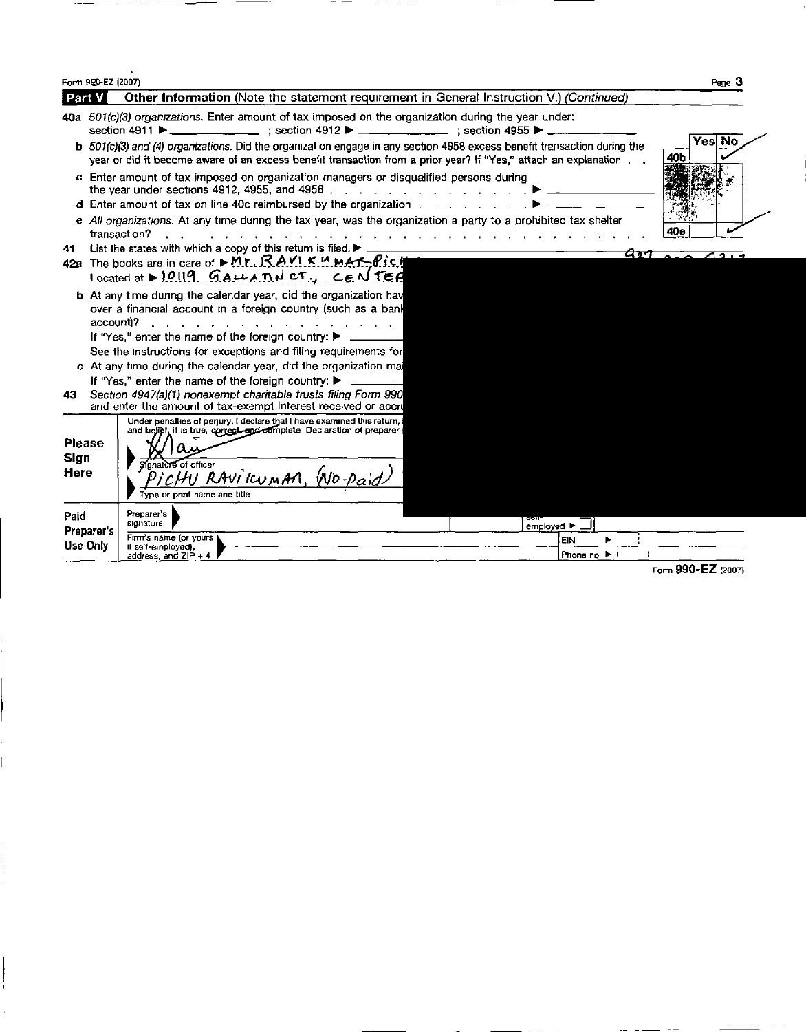Form 990-EZ (2007)

**Part V** **Other Information** (Note the statement requirement in General Instruction V.) *(Continued)*

40a *501(c)(3) organizations.* Enter amount of tax imposed on the organization during the year under: section 4911 ▶ ______ ; section 4912 ▶ ______ ; section 4955 ▶ ______

| | Yes | No |
|---|---|---|
| **b** *501(c)(3) and (4) organizations.* Did the organization engage in any section 4958 excess benefit transaction during the year or did it become aware of an excess benefit transaction from a prior year? If "Yes," attach an explanation . . **40b** | | ✓ |

**c** Enter amount of tax imposed on organization managers or disqualified persons during the year under sections 4912, 4955, and 4958 . . . . . . . . . . . . . . ▶ ______

**d** Enter amount of tax on line 40c reimbursed by the organization . . . . . . . . . ▶ ______

| | Yes | No |
|---|---|---|
| **e** *All organizations.* At any time during the tax year, was the organization a party to a prohibited tax shelter transaction? . . . . . . . . **40e** | | ✓ |

41 List the states with which a copy of this return is filed. ▶ ______

42a The books are in care of ▶ Mr. RAVI KUMAR PICH

Located at ▶ 10119 GALLATIN CT., CENTER

**b** At any time during the calendar year, did the organization hav over a financial account in a foreign country (such as a bank account)? . . . . . . . . . . . . . . . . .

If "Yes," enter the name of the foreign country: ▶ ______

See the instructions for exceptions and filing requirements for

**c** At any time during the calendar year, did the organization ma

If "Yes," enter the name of the foreign country: ▶ ______

43 *Section 4947(a)(1) nonexempt charitable trusts filing Form 990* and enter the amount of tax-exempt interest received or accru

**Please Sign Here**

Under penalties of perjury, I declare that I have examined this return, and belief, it is true, correct, and complete Declaration of preparer

▶ [signature]

Signature of officer

▶ PICHU RAVIKUMAR, (No-Paid)

Type or print name and title

**Paid Preparer's Use Only**

Preparer's signature ▶

Self-employed ▶ ☐

Firm's name (or yours if self-employed), address, and ZIP + 4 ▶

EIN ▶

Phone no ▶ ( )

Form **990-EZ** (2007)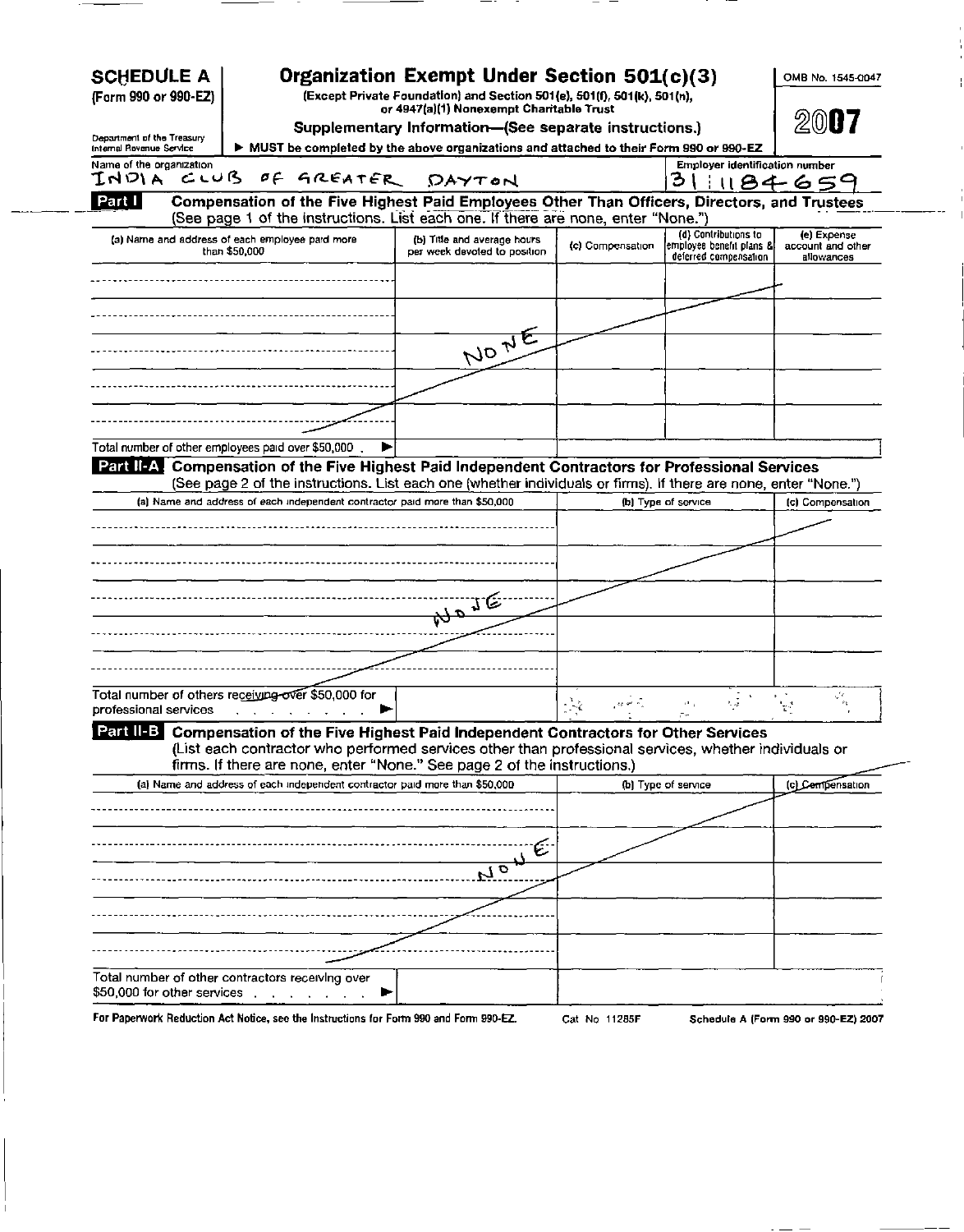**SCHEDULE A**
**(Form 990 or 990-EZ)**

Department of the Treasury
Internal Revenue Service

# Organization Exempt Under Section 501(c)(3)

**(Except Private Foundation) and Section 501(e), 501(f), 501(k), 501(n), or 4947(a)(1) Nonexempt Charitable Trust**

**Supplementary Information—(See separate instructions.)**

▶ **MUST be completed by the above organizations and attached to their Form 990 or 990-EZ**

OMB No. 1545-0047

**2007**

Name of the organization: INDIA CLUB OF GREATER DAYTON

Employer identification number: 31 1184659

## Part I Compensation of the Five Highest Paid Employees Other Than Officers, Directors, and Trustees

(See page 1 of the instructions. List each one. If there are none, enter "None.")

| (a) Name and address of each employee paid more than $50,000 | (b) Title and average hours per week devoted to position | (c) Compensation | (d) Contributions to employee benefit plans & deferred compensation | (e) Expense account and other allowances |
|---|---|---|---|---|
| | NONE | | | |
| | | | | |
| | | | | |
| | | | | |
| | | | | |

Total number of other employees paid over $50,000 ▶

## Part II-A Compensation of the Five Highest Paid Independent Contractors for Professional Services

(See page 2 of the instructions. List each one (whether individuals or firms). If there are none, enter "None.")

| (a) Name and address of each independent contractor paid more than $50,000 | (b) Type of service | (c) Compensation |
|---|---|---|
| NONE | | |
| | | |
| | | |
| | | |
| | | |

Total number of others receiving over $50,000 for professional services ▶

## Part II-B Compensation of the Five Highest Paid Independent Contractors for Other Services

(List each contractor who performed services other than professional services, whether individuals or firms. If there are none, enter "None." See page 2 of the instructions.)

| (a) Name and address of each independent contractor paid more than $50,000 | (b) Type of service | (c) Compensation |
|---|---|---|
| NONE | | |
| | | |
| | | |
| | | |
| | | |

Total number of other contractors receiving over $50,000 for other services ▶

For Paperwork Reduction Act Notice, see the Instructions for Form 990 and Form 990-EZ. Cat No 11285F Schedule A (Form 990 or 990-EZ) 2007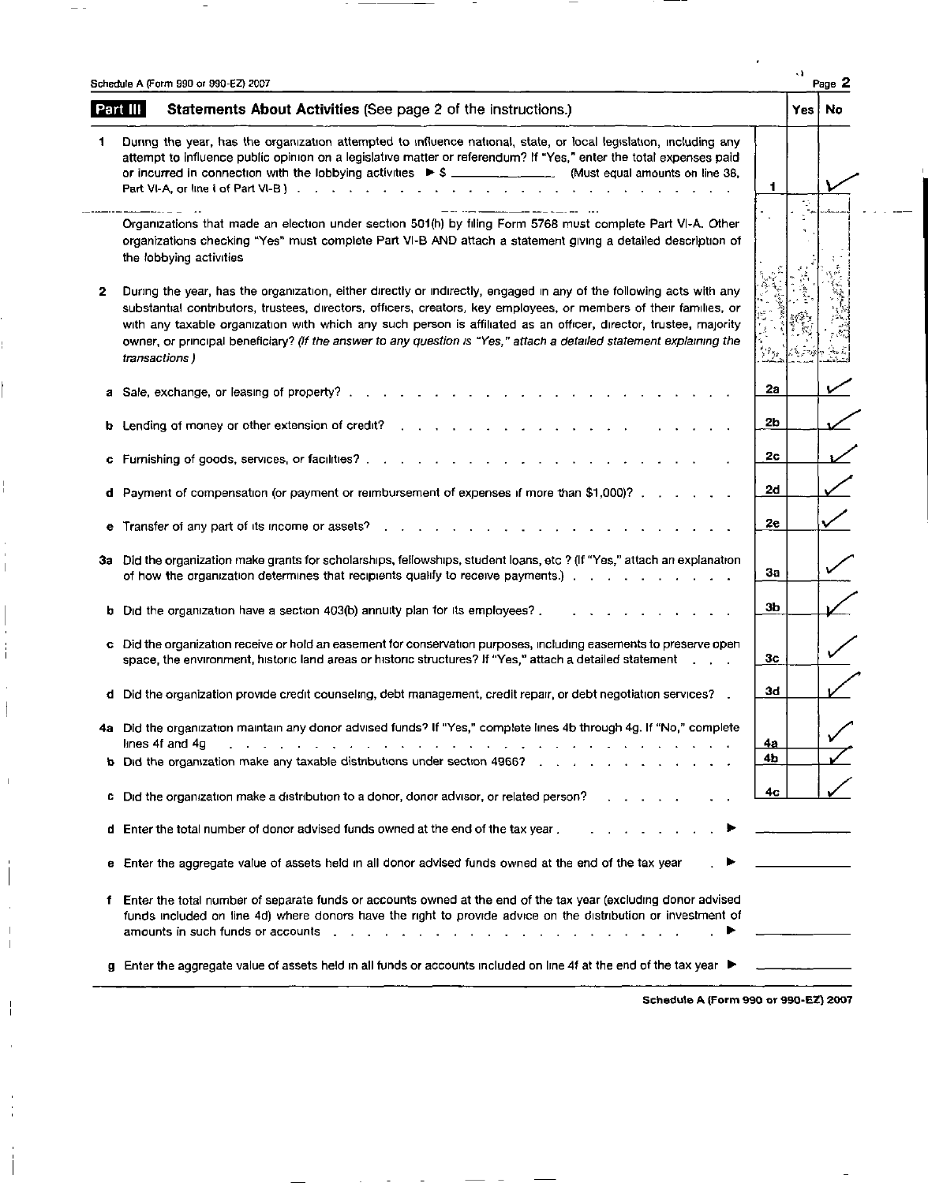## Part III Statements About Activities (See page 2 of the instructions.)

| | | | Yes | No |
|---|---|---|---|---|
| 1 | During the year, has the organization attempted to influence national, state, or local legislation, including any attempt to influence public opinion on a legislative matter or referendum? If "Yes," enter the total expenses paid or incurred in connection with the lobbying activities ▶ $ ____________ (Must equal amounts on line 38, Part VI-A, or line i of Part VI-B) | 1 | | ✓ |
| | Organizations that made an election under section 501(h) by filing Form 5768 must complete Part VI-A. Other organizations checking "Yes" must complete Part VI-B AND attach a statement giving a detailed description of the lobbying activities | | | |
| 2 | During the year, has the organization, either directly or indirectly, engaged in any of the following acts with any substantial contributors, trustees, directors, officers, creators, key employees, or members of their families, or with any taxable organization with which any such person is affiliated as an officer, director, trustee, majority owner, or principal beneficiary? *(If the answer to any question is "Yes," attach a detailed statement explaining the transactions.)* | | | |
| a | Sale, exchange, or leasing of property? | 2a | | ✓ |
| b | Lending of money or other extension of credit? | 2b | | ✓ |
| c | Furnishing of goods, services, or facilities? | 2c | | ✓ |
| d | Payment of compensation (or payment or reimbursement of expenses if more than $1,000)? | 2d | | ✓ |
| e | Transfer of any part of its income or assets? | 2e | | ✓ |
| 3a | Did the organization make grants for scholarships, fellowships, student loans, etc.? (If "Yes," attach an explanation of how the organization determines that recipients qualify to receive payments.) | 3a | | ✓ |
| b | Did the organization have a section 403(b) annuity plan for its employees? | 3b | | ✓ |
| c | Did the organization receive or hold an easement for conservation purposes, including easements to preserve open space, the environment, historic land areas or historic structures? If "Yes," attach a detailed statement | 3c | | ✓ |
| d | Did the organization provide credit counseling, debt management, credit repair, or debt negotiation services? | 3d | | ✓ |
| 4a | Did the organization maintain any donor advised funds? If "Yes," complete lines 4b through 4g. If "No," complete lines 4f and 4g | 4a | | ✓ |
| b | Did the organization make any taxable distributions under section 4966? | 4b | | ✓ |
| c | Did the organization make a distribution to a donor, donor advisor, or related person? | 4c | | ✓ |
| d | Enter the total number of donor advised funds owned at the end of the tax year ▶ | | | |
| e | Enter the aggregate value of assets held in all donor advised funds owned at the end of the tax year ▶ | | | |
| f | Enter the total number of separate funds or accounts owned at the end of the tax year (excluding donor advised funds included on line 4d) where donors have the right to provide advice on the distribution or investment of amounts in such funds or accounts ▶ | | | |
| g | Enter the aggregate value of assets held in all funds or accounts included on line 4f at the end of the tax year ▶ | | | |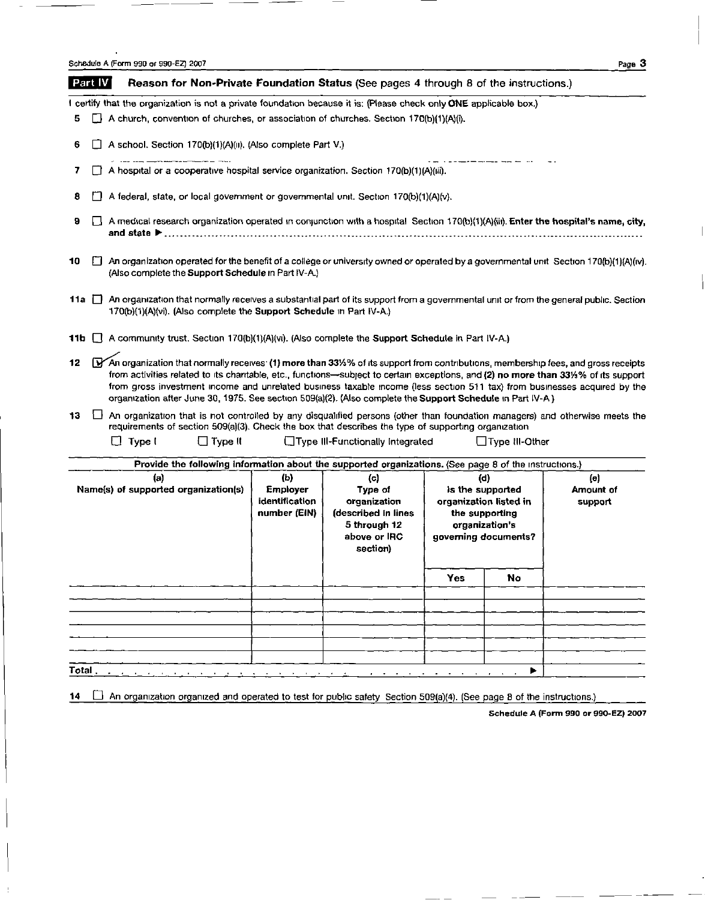## Part IV Reason for Non-Private Foundation Status (See pages 4 through 8 of the instructions.)

I certify that the organization is not a private foundation because it is: (Please check only **ONE** applicable box.)

**5** ☐ A church, convention of churches, or association of churches. Section 170(b)(1)(A)(i).

**6** ☐ A school. Section 170(b)(1)(A)(ii). (Also complete Part V.)

**7** ☐ A hospital or a cooperative hospital service organization. Section 170(b)(1)(A)(iii).

**8** ☐ A federal, state, or local government or governmental unit. Section 170(b)(1)(A)(v).

**9** ☐ A medical research organization operated in conjunction with a hospital Section 170(b)(1)(A)(iii). **Enter the hospital's name, city, and state** ▶ ..........

**10** ☐ An organization operated for the benefit of a college or university owned or operated by a governmental unit Section 170(b)(1)(A)(iv). (Also complete the **Support Schedule** in Part IV-A.)

**11a** ☐ An organization that normally receives a substantial part of its support from a governmental unit or from the general public. Section 170(b)(1)(A)(vi). (Also complete the **Support Schedule** in Part IV-A.)

**11b** ☐ A community trust. Section 170(b)(1)(A)(vi). (Also complete the **Support Schedule** in Part IV-A.)

**12** ☑ An organization that normally receives: **(1) more than 33⅓%** of its support from contributions, membership fees, and gross receipts from activities related to its charitable, etc., functions—subject to certain exceptions, and **(2) no more than 33⅓%** of its support from gross investment income and unrelated business taxable income (less section 511 tax) from businesses acquired by the organization after June 30, 1975. See section 509(a)(2). (Also complete the **Support Schedule** in Part IV-A.)

**13** ☐ An organization that is not controlled by any disqualified persons (other than foundation managers) and otherwise meets the requirements of section 509(a)(3). Check the box that describes the type of supporting organization

☐ Type I ☐ Type II ☐ Type III-Functionally Integrated ☐ Type III-Other

**Provide the following information about the supported organizations.** (See page 8 of the instructions.)

| (a) Name(s) of supported organization(s) | (b) Employer identification number (EIN) | (c) Type of organization (described in lines 5 through 12 above or IRC section) | (d) Is the supported organization listed in the supporting organization's governing documents? | | (e) Amount of support |
|---|---|---|---|---|---|
| | | | Yes | No | |
| | | | | | |
| | | | | | |
| | | | | | |
| | | | | | |
| | | | | | |
| **Total** ▶ | | | | | |

**14** ☐ An organization organized and operated to test for public safety Section 509(a)(4). (See page 8 of the instructions.)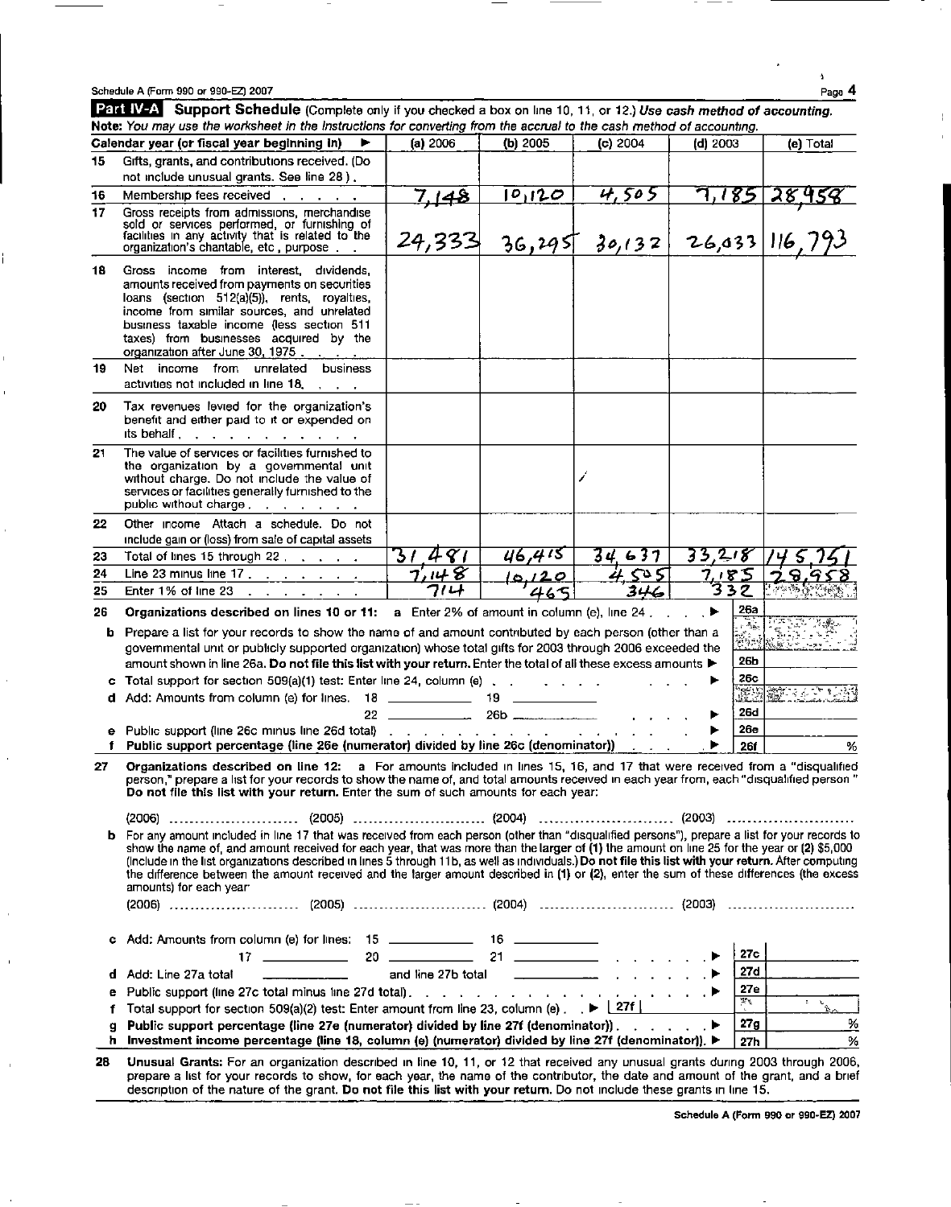Schedule A (Form 990 or 990-EZ) 2007

**Part IV-A Support Schedule** (Complete only if you checked a box on line 10, 11, or 12.) *Use cash method of accounting.*
**Note:** *You may use the worksheet in the instructions for converting from the accrual to the cash method of accounting.*

| | Calendar year (or fiscal year beginning in) ▶ | (a) 2006 | (b) 2005 | (c) 2004 | (d) 2003 | (e) Total |
|---|---|---|---|---|---|---|
| 15 | Gifts, grants, and contributions received. (Do not include unusual grants. See line 28.) | | | | | |
| 16 | Membership fees received | 7,148 | 10,120 | 4,505 | 7,185 | 28,958 |
| 17 | Gross receipts from admissions, merchandise sold or services performed, or furnishing of facilities in any activity that is related to the organization's charitable, etc., purpose | 24,333 | 36,295 | 30,132 | 26,033 | 116,793 |
| 18 | Gross income from interest, dividends, amounts received from payments on securities loans (section 512(a)(5)), rents, royalties, income from similar sources, and unrelated business taxable income (less section 511 taxes) from businesses acquired by the organization after June 30, 1975 | | | | | |
| 19 | Net income from unrelated business activities not included in line 18 | | | | | |
| 20 | Tax revenues levied for the organization's benefit and either paid to it or expended on its behalf | | | | | |
| 21 | The value of services or facilities furnished to the organization by a governmental unit without charge. Do not include the value of services or facilities generally furnished to the public without charge | | | / | | |
| 22 | Other income. Attach a schedule. Do not include gain or (loss) from sale of capital assets | | | | | |
| 23 | Total of lines 15 through 22 | 31,481 | 46,415 | 34,637 | 33,218 | 145,751 |
| 24 | Line 23 minus line 17 | 7,148 | 10,120 | 4,505 | 7,185 | 28,958 |
| 25 | Enter 1% of line 23 | 314 | 465 | 346 | 332 | |

**26 Organizations described on lines 10 or 11:** a Enter 2% of amount in column (e), line 24 ▶ 26a

b Prepare a list for your records to show the name of and amount contributed by each person (other than a governmental unit or publicly supported organization) whose total gifts for 2003 through 2006 exceeded the amount shown in line 26a. **Do not file this list with your return.** Enter the total of all these excess amounts ▶ 26b

c Total support for section 509(a)(1) test: Enter line 24, column (e) ▶ 26c

d Add: Amounts from column (e) for lines: 18 ______ 19 ______ 22 ______ 26b ______ ▶ 26d

e Public support (line 26c minus line 26d total) ▶ 26e

f **Public support percentage (line 26e (numerator) divided by line 26c (denominator))** ▶ 26f %

**27 Organizations described on line 12:** a For amounts included in lines 15, 16, and 17 that were received from a "disqualified person," prepare a list for your records to show the name of, and total amounts received in each year from, each "disqualified person." **Do not file this list with your return.** Enter the sum of such amounts for each year:

(2006) .......... (2005) .......... (2004) .......... (2003) ..........

b For any amount included in line 17 that was received from each person (other than "disqualified persons"), prepare a list for your records to show the name of, and amount received for each year, that was more than the larger of **(1)** the amount on line 25 for the year or **(2)** $5,000 (Include in the list organizations described in lines 5 through 11b, as well as individuals.) **Do not file this list with your return.** After computing the difference between the amount received and the larger amount described in **(1)** or **(2)**, enter the sum of these differences (the excess amounts) for each year:

(2006) .......... (2005) .......... (2004) .......... (2003) ..........

c Add: Amounts from column (e) for lines: 15 ______ 16 ______ 17 ______ 20 ______ 21 ______ ▶ 27c

d Add: Line 27a total ______ and line 27b total ______ ▶ 27d

e Public support (line 27c total minus line 27d total) ▶ 27e

f Total support for section 509(a)(2) test: Enter amount from line 23, column (e) ▶ 27f

g **Public support percentage (line 27e (numerator) divided by line 27f (denominator))** ▶ 27g %

h **Investment income percentage (line 18, column (e) (numerator) divided by line 27f (denominator)).** ▶ 27h %

**28 Unusual Grants:** For an organization described in line 10, 11, or 12 that received any unusual grants during 2003 through 2006, prepare a list for your records to show, for each year, the name of the contributor, the date and amount of the grant, and a brief description of the nature of the grant. **Do not file this list with your return.** Do not include these grants in line 15.

Schedule A (Form 990 or 990-EZ) 2007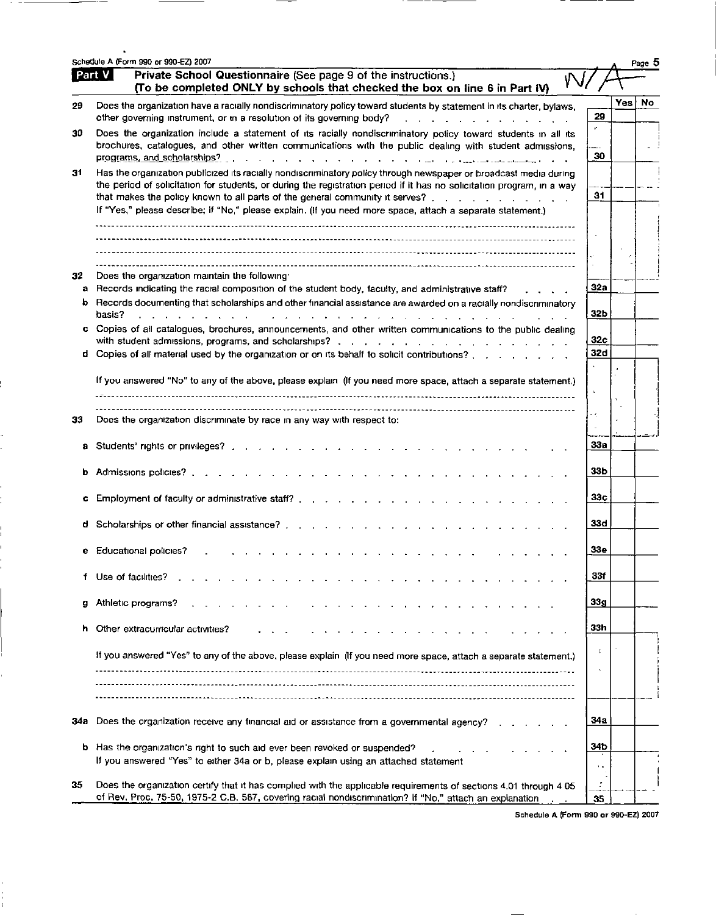Schedule A (Form 990 or 990-EZ) 2007

## Part V — Private School Questionnaire (See page 9 of the instructions.)
**(To be completed ONLY by schools that checked the box on line 6 in Part IV)** N/A

| | | | Yes | No |
|---|---|---|---|---|
| 29 | Does the organization have a racially nondiscriminatory policy toward students by statement in its charter, bylaws, other governing instrument, or in a resolution of its governing body? | 29 | | |
| 30 | Does the organization include a statement of its racially nondiscriminatory policy toward students in all its brochures, catalogues, and other written communications with the public dealing with student admissions, programs, and scholarships? | 30 | | |
| 31 | Has the organization publicized its racially nondiscriminatory policy through newspaper or broadcast media during the period of solicitation for students, or during the registration period if it has no solicitation program, in a way that makes the policy known to all parts of the general community it serves? | 31 | | |

If "Yes," please describe; if "No," please explain. (If you need more space, attach a separate statement.)

| | | | Yes | No |
|---|---|---|---|---|
| 32 | Does the organization maintain the following: | | | |
| a | Records indicating the racial composition of the student body, faculty, and administrative staff? | 32a | | |
| b | Records documenting that scholarships and other financial assistance are awarded on a racially nondiscriminatory basis? | 32b | | |
| c | Copies of all catalogues, brochures, announcements, and other written communications to the public dealing with student admissions, programs, and scholarships? | 32c | | |
| d | Copies of all material used by the organization or on its behalf to solicit contributions? | 32d | | |

If you answered "No" to any of the above, please explain (If you need more space, attach a separate statement.)

| | | | Yes | No |
|---|---|---|---|---|
| 33 | Does the organization discriminate by race in any way with respect to: | | | |
| a | Students' rights or privileges? | 33a | | |
| b | Admissions policies? | 33b | | |
| c | Employment of faculty or administrative staff? | 33c | | |
| d | Scholarships or other financial assistance? | 33d | | |
| e | Educational policies? | 33e | | |
| f | Use of facilities? | 33f | | |
| g | Athletic programs? | 33g | | |
| h | Other extracurricular activities? | 33h | | |

If you answered "Yes" to any of the above, please explain (If you need more space, attach a separate statement.)

| | | | Yes | No |
|---|---|---|---|---|
| 34a | Does the organization receive any financial aid or assistance from a governmental agency? | 34a | | |
| b | Has the organization's right to such aid ever been revoked or suspended? If you answered "Yes" to either 34a or b, please explain using an attached statement | 34b | | |
| 35 | Does the organization certify that it has complied with the applicable requirements of sections 4.01 through 4 05 of Rev. Proc. 75-50, 1975-2 C.B. 587, covering racial nondiscrimination? If "No," attach an explanation | 35 | | |

Schedule A (Form 990 or 990-EZ) 2007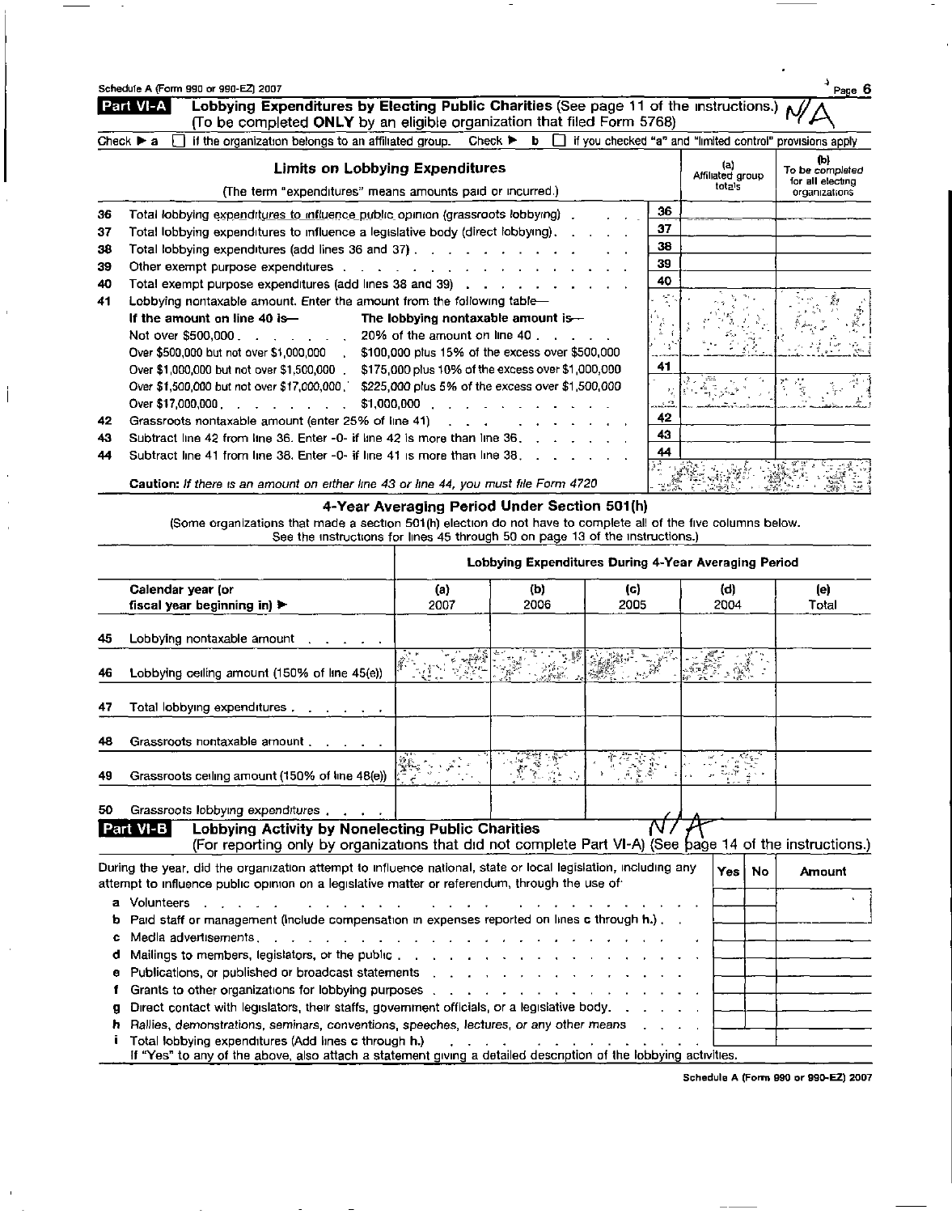Schedule A (Form 990 or 990-EZ) 2007

## Part VI-A Lobbying Expenditures by Electing Public Charities (See page 11 of the instructions.) N/A

(To be completed **ONLY** by an eligible organization that filed Form 5768)

Check ▶ a ☐ if the organization belongs to an affiliated group. Check ▶ b ☐ if you checked "a" and "limited control" provisions apply

| | **Limits on Lobbying Expenditures** (The term "expenditures" means amounts paid or incurred.) | | (a) Affiliated group totals | (b) To be completed for all electing organizations |
|---|---|---|---|---|
| 36 | Total lobbying expenditures to influence public opinion (grassroots lobbying) | 36 | | |
| 37 | Total lobbying expenditures to influence a legislative body (direct lobbying) | 37 | | |
| 38 | Total lobbying expenditures (add lines 36 and 37) | 38 | | |
| 39 | Other exempt purpose expenditures | 39 | | |
| 40 | Total exempt purpose expenditures (add lines 38 and 39) | 40 | | |
| 41 | Lobbying nontaxable amount. Enter the amount from the following table— **If the amount on line 40 is—** / **The lobbying nontaxable amount is—** Not over $500,000 — 20% of the amount on line 40; Over $500,000 but not over $1,000,000 — $100,000 plus 15% of the excess over $500,000; Over $1,000,000 but not over $1,500,000 — $175,000 plus 10% of the excess over $1,000,000; Over $1,500,000 but not over $17,000,000 — $225,000 plus 5% of the excess over $1,500,000; Over $17,000,000 — $1,000,000 | 41 | | |
| 42 | Grassroots nontaxable amount (enter 25% of line 41) | 42 | | |
| 43 | Subtract line 42 from line 36. Enter -0- if line 42 is more than line 36 | 43 | | |
| 44 | Subtract line 41 from line 38. Enter -0- if line 41 is more than line 38 | 44 | | |

**Caution:** *If there is an amount on either line 43 or line 44, you must file Form 4720*

### 4-Year Averaging Period Under Section 501(h)

(Some organizations that made a section 501(h) election do not have to complete all of the five columns below. See the instructions for lines 45 through 50 on page 13 of the instructions.)

| | | Lobbying Expenditures During 4-Year Averaging Period | | | | |
|---|---|---|---|---|---|---|
| | Calendar year (or fiscal year beginning in) ▶ | (a) 2007 | (b) 2006 | (c) 2005 | (d) 2004 | (e) Total |
| 45 | Lobbying nontaxable amount | | | | | |
| 46 | Lobbying ceiling amount (150% of line 45(e)) | | | | | |
| 47 | Total lobbying expenditures | | | | | |
| 48 | Grassroots nontaxable amount | | | | | |
| 49 | Grassroots ceiling amount (150% of line 48(e)) | | | | | |
| 50 | Grassroots lobbying expenditures | | | | | |

## Part VI-B Lobbying Activity by Nonelecting Public Charities N/A

(For reporting only by organizations that did not complete Part VI-A) (See page 14 of the instructions.)

| During the year, did the organization attempt to influence national, state or local legislation, including any attempt to influence public opinion on a legislative matter or referendum, through the use of: | Yes | No | Amount |
|---|---|---|---|
| a Volunteers | | | |
| b Paid staff or management (Include compensation in expenses reported on lines c through h.) | | | |
| c Media advertisements | | | |
| d Mailings to members, legislators, or the public | | | |
| e Publications, or published or broadcast statements | | | |
| f Grants to other organizations for lobbying purposes | | | |
| g Direct contact with legislators, their staffs, government officials, or a legislative body | | | |
| h Rallies, demonstrations, seminars, conventions, speeches, lectures, or any other means | | | |
| i Total lobbying expenditures (Add lines c through h.) | | | |

If "Yes" to any of the above, also attach a statement giving a detailed description of the lobbying activities.

Schedule A (Form 990 or 990-EZ) 2007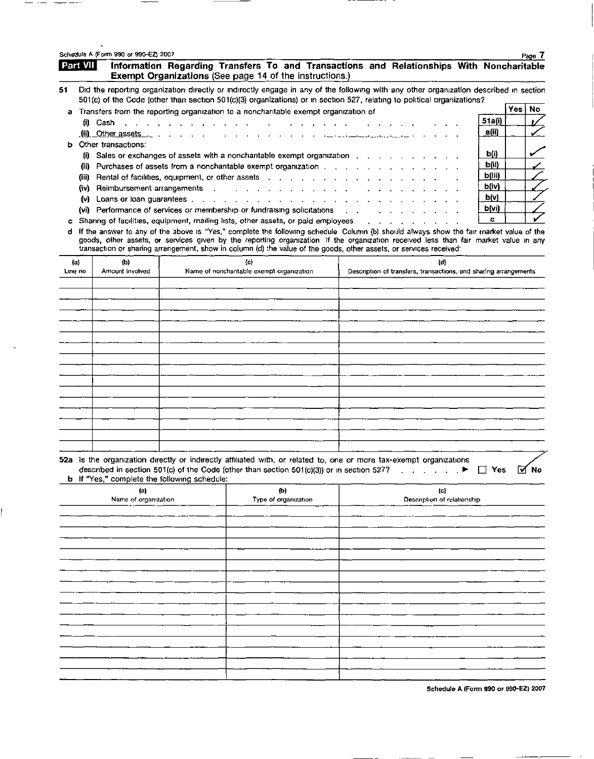## Part VII — Information Regarding Transfers To and Transactions and Relationships With Noncharitable Exempt Organizations (See page 14 of the instructions.)

**51** Did the reporting organization directly or indirectly engage in any of the following with any other organization described in section 501(c) of the Code (other than section 501(c)(3) organizations) or in section 527, relating to political organizations?

| | | | Yes | No |
|---|---|---|---|---|
| **a** | Transfers from the reporting organization to a noncharitable exempt organization of | | | |
| | (i) Cash | 51a(i) | | ✓ |
| | (ii) Other assets | a(ii) | | ✓ |
| **b** | Other transactions: | | | |
| | (i) Sales or exchanges of assets with a noncharitable exempt organization | b(i) | | ✓ |
| | (ii) Purchases of assets from a noncharitable exempt organization | b(ii) | | ✓ |
| | (iii) Rental of facilities, equipment, or other assets | b(iii) | | ✓ |
| | (iv) Reimbursement arrangements | b(iv) | | ✓ |
| | (v) Loans or loan guarantees | b(v) | | ✓ |
| | (vi) Performance of services or membership or fundraising solicitations | b(vi) | | ✓ |
| **c** | Sharing of facilities, equipment, mailing lists, other assets, or paid employees | c | | ✓ |

**d** If the answer to any of the above is "Yes," complete the following schedule Column (b) should always show the fair market value of the goods, other assets, or services given by the reporting organization If the organization received less than fair market value in any transaction or sharing arrangement, show in column (d) the value of the goods, other assets, or services received·

| (a) Line no | (b) Amount involved | (c) Name of noncharitable exempt organization | (d) Description of transfers, transactions, and sharing arrangements |
|---|---|---|---|
| | | | |

**52a** Is the organization directly or indirectly affiliated with, or related to, one or more tax-exempt organizations described in section 501(c) of the Code (other than section 501(c)(3)) or in section 527? ▶ ☐ Yes ☑ No

**b** If "Yes," complete the following schedule:

| (a) Name of organization | (b) Type of organization | (c) Description of relationship |
|---|---|---|
| | | |